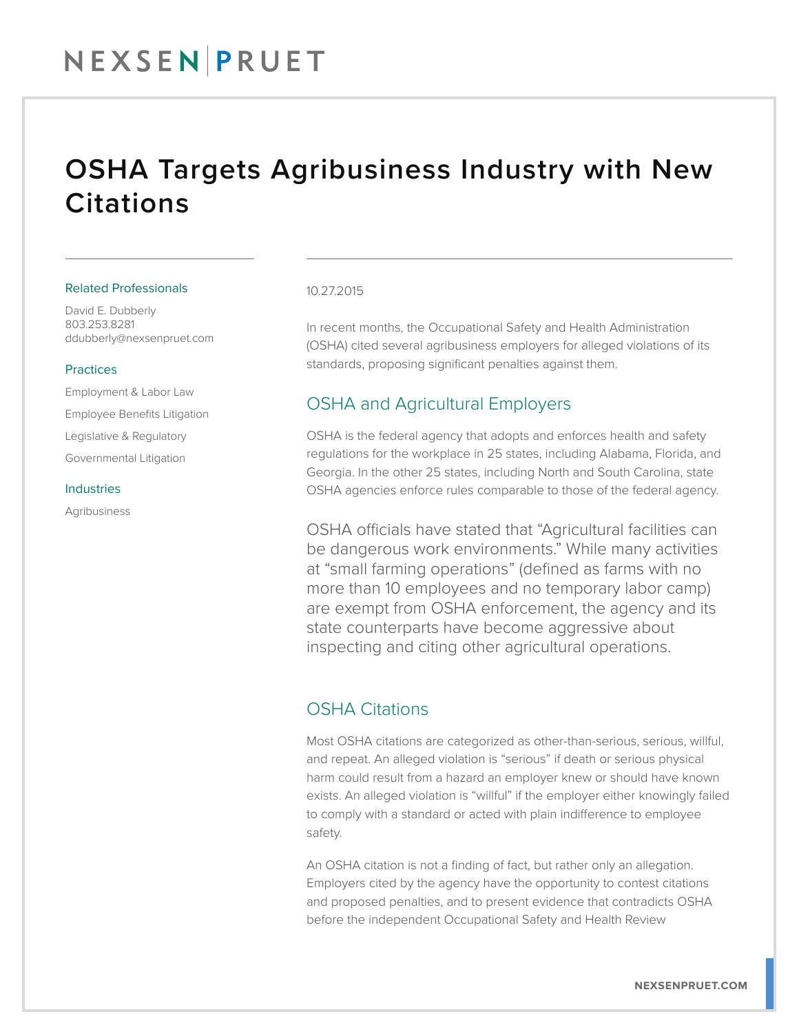# OSHA Targets Agribusiness Industry with New Citations

Related Professionals

David E. Dubberly
803.253.8281
ddubberly@nexsenpruet.com

Practices

Employment & Labor Law

Employee Benefits Litigation

Legislative & Regulatory

Governmental Litigation

Industries

Agribusiness

10.27.2015

In recent months, the Occupational Safety and Health Administration (OSHA) cited several agribusiness employers for alleged violations of its standards, proposing significant penalties against them.

## OSHA and Agricultural Employers

OSHA is the federal agency that adopts and enforces health and safety regulations for the workplace in 25 states, including Alabama, Florida, and Georgia. In the other 25 states, including North and South Carolina, state OSHA agencies enforce rules comparable to those of the federal agency.

OSHA officials have stated that "Agricultural facilities can be dangerous work environments." While many activities at "small farming operations" (defined as farms with no more than 10 employees and no temporary labor camp) are exempt from OSHA enforcement, the agency and its state counterparts have become aggressive about inspecting and citing other agricultural operations.

## OSHA Citations

Most OSHA citations are categorized as other-than-serious, serious, willful, and repeat. An alleged violation is "serious" if death or serious physical harm could result from a hazard an employer knew or should have known exists. An alleged violation is "willful" if the employer either knowingly failed to comply with a standard or acted with plain indifference to employee safety.

An OSHA citation is not a finding of fact, but rather only an allegation. Employers cited by the agency have the opportunity to contest citations and proposed penalties, and to present evidence that contradicts OSHA before the independent Occupational Safety and Health Review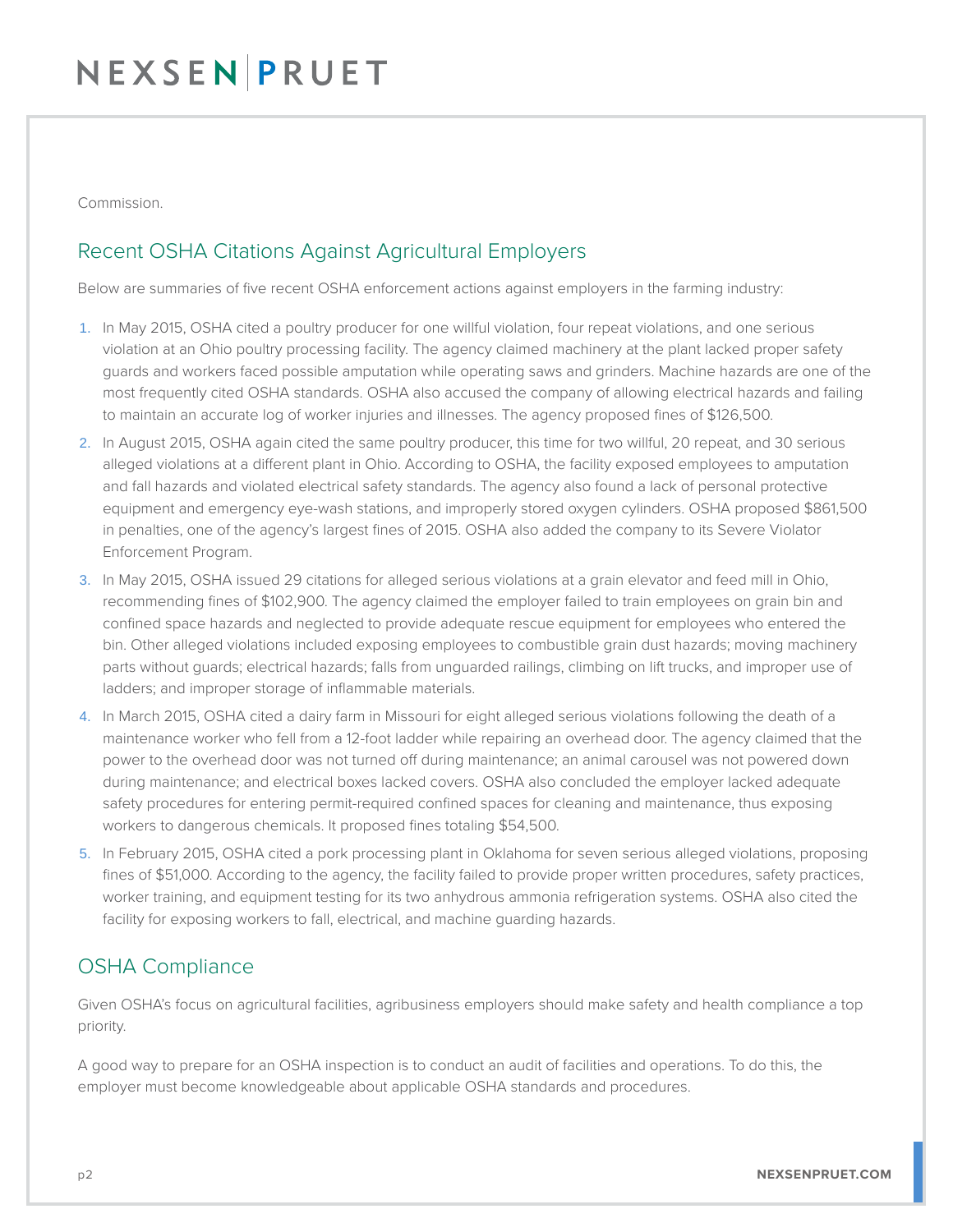Commission.

## Recent OSHA Citations Against Agricultural Employers

Below are summaries of five recent OSHA enforcement actions against employers in the farming industry:

1. In May 2015, OSHA cited a poultry producer for one willful violation, four repeat violations, and one serious violation at an Ohio poultry processing facility. The agency claimed machinery at the plant lacked proper safety guards and workers faced possible amputation while operating saws and grinders. Machine hazards are one of the most frequently cited OSHA standards. OSHA also accused the company of allowing electrical hazards and failing to maintain an accurate log of worker injuries and illnesses. The agency proposed fines of $126,500.
2. In August 2015, OSHA again cited the same poultry producer, this time for two willful, 20 repeat, and 30 serious alleged violations at a different plant in Ohio. According to OSHA, the facility exposed employees to amputation and fall hazards and violated electrical safety standards. The agency also found a lack of personal protective equipment and emergency eye-wash stations, and improperly stored oxygen cylinders. OSHA proposed $861,500 in penalties, one of the agency's largest fines of 2015. OSHA also added the company to its Severe Violator Enforcement Program.
3. In May 2015, OSHA issued 29 citations for alleged serious violations at a grain elevator and feed mill in Ohio, recommending fines of $102,900. The agency claimed the employer failed to train employees on grain bin and confined space hazards and neglected to provide adequate rescue equipment for employees who entered the bin. Other alleged violations included exposing employees to combustible grain dust hazards; moving machinery parts without guards; electrical hazards; falls from unguarded railings, climbing on lift trucks, and improper use of ladders; and improper storage of inflammable materials.
4. In March 2015, OSHA cited a dairy farm in Missouri for eight alleged serious violations following the death of a maintenance worker who fell from a 12-foot ladder while repairing an overhead door. The agency claimed that the power to the overhead door was not turned off during maintenance; an animal carousel was not powered down during maintenance; and electrical boxes lacked covers. OSHA also concluded the employer lacked adequate safety procedures for entering permit-required confined spaces for cleaning and maintenance, thus exposing workers to dangerous chemicals. It proposed fines totaling $54,500.
5. In February 2015, OSHA cited a pork processing plant in Oklahoma for seven serious alleged violations, proposing fines of $51,000. According to the agency, the facility failed to provide proper written procedures, safety practices, worker training, and equipment testing for its two anhydrous ammonia refrigeration systems. OSHA also cited the facility for exposing workers to fall, electrical, and machine guarding hazards.

## OSHA Compliance

Given OSHA's focus on agricultural facilities, agribusiness employers should make safety and health compliance a top priority.

A good way to prepare for an OSHA inspection is to conduct an audit of facilities and operations. To do this, the employer must become knowledgeable about applicable OSHA standards and procedures.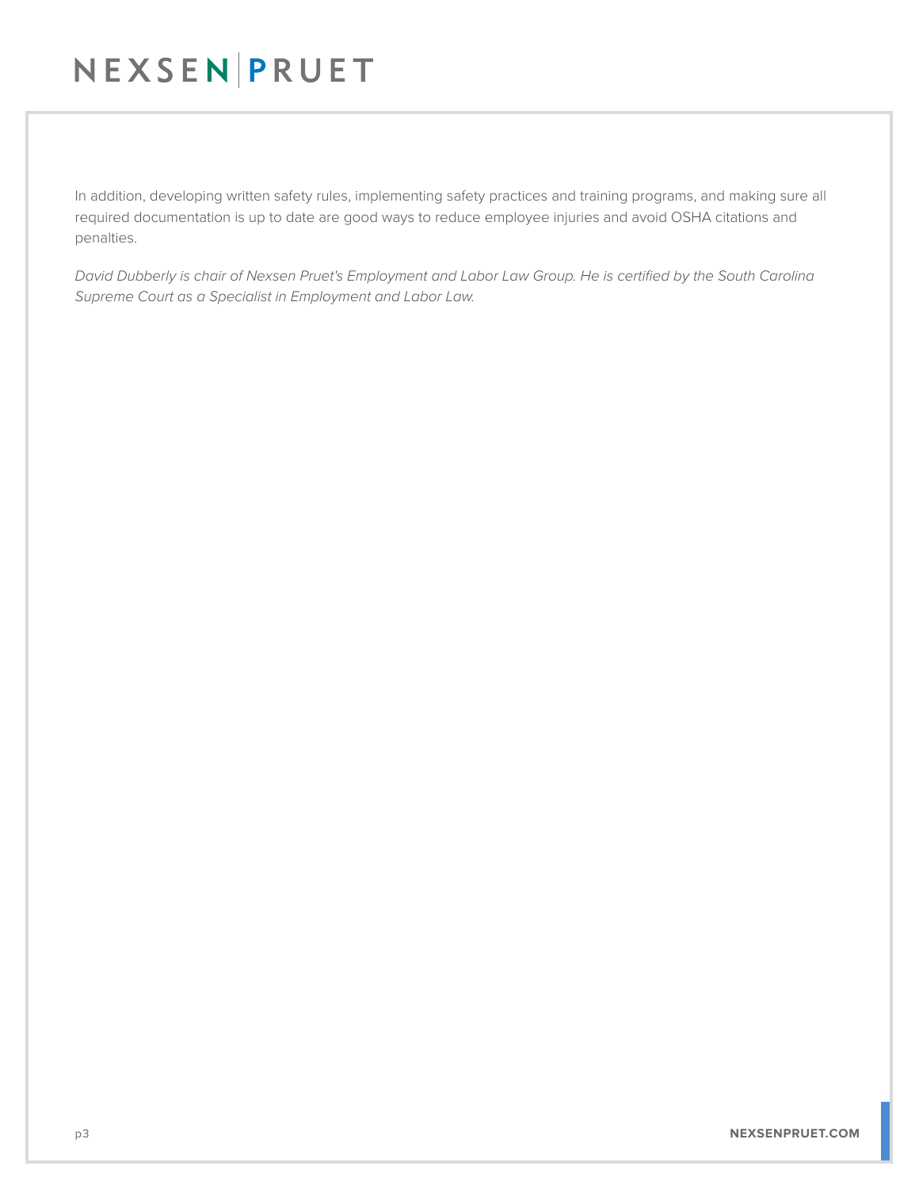In addition, developing written safety rules, implementing safety practices and training programs, and making sure all required documentation is up to date are good ways to reduce employee injuries and avoid OSHA citations and penalties.

*David Dubberly is chair of Nexsen Pruet's Employment and Labor Law Group. He is certified by the South Carolina Supreme Court as a Specialist in Employment and Labor Law.*